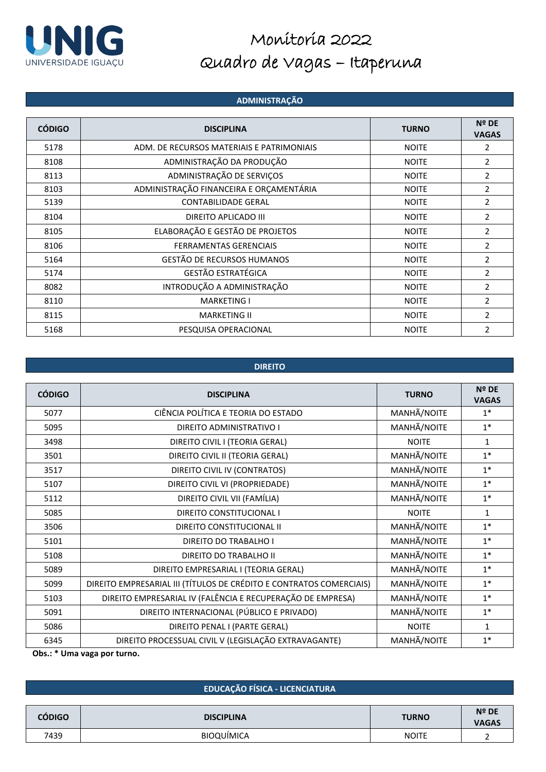UNIG
UNIVERSIDADE IGUAÇU

# Monitoria 2022
# Quadro de Vagas – Itaperuna

## ADMINISTRAÇÃO

| CÓDIGO | DISCIPLINA | TURNO | Nº DE VAGAS |
|---|---|---|---|
| 5178 | ADM. DE RECURSOS MATERIAIS E PATRIMONIAIS | NOITE | 2 |
| 8108 | ADMINISTRAÇÃO DA PRODUÇÃO | NOITE | 2 |
| 8113 | ADMINISTRAÇÃO DE SERVIÇOS | NOITE | 2 |
| 8103 | ADMINISTRAÇÃO FINANCEIRA E ORÇAMENTÁRIA | NOITE | 2 |
| 5139 | CONTABILIDADE GERAL | NOITE | 2 |
| 8104 | DIREITO APLICADO III | NOITE | 2 |
| 8105 | ELABORAÇÃO E GESTÃO DE PROJETOS | NOITE | 2 |
| 8106 | FERRAMENTAS GERENCIAIS | NOITE | 2 |
| 5164 | GESTÃO DE RECURSOS HUMANOS | NOITE | 2 |
| 5174 | GESTÃO ESTRATÉGICA | NOITE | 2 |
| 8082 | INTRODUÇÃO A ADMINISTRAÇÃO | NOITE | 2 |
| 8110 | MARKETING I | NOITE | 2 |
| 8115 | MARKETING II | NOITE | 2 |
| 5168 | PESQUISA OPERACIONAL | NOITE | 2 |

## DIREITO

| CÓDIGO | DISCIPLINA | TURNO | Nº DE VAGAS |
|---|---|---|---|
| 5077 | CIÊNCIA POLÍTICA E TEORIA DO ESTADO | MANHÃ/NOITE | 1* |
| 5095 | DIREITO ADMINISTRATIVO I | MANHÃ/NOITE | 1* |
| 3498 | DIREITO CIVIL I (TEORIA GERAL) | NOITE | 1 |
| 3501 | DIREITO CIVIL II (TEORIA GERAL) | MANHÃ/NOITE | 1* |
| 3517 | DIREITO CIVIL IV (CONTRATOS) | MANHÃ/NOITE | 1* |
| 5107 | DIREITO CIVIL VI (PROPRIEDADE) | MANHÃ/NOITE | 1* |
| 5112 | DIREITO CIVIL VII (FAMÍLIA) | MANHÃ/NOITE | 1* |
| 5085 | DIREITO CONSTITUCIONAL I | NOITE | 1 |
| 3506 | DIREITO CONSTITUCIONAL II | MANHÃ/NOITE | 1* |
| 5101 | DIREITO DO TRABALHO I | MANHÃ/NOITE | 1* |
| 5108 | DIREITO DO TRABALHO II | MANHÃ/NOITE | 1* |
| 5089 | DIREITO EMPRESARIAL I (TEORIA GERAL) | MANHÃ/NOITE | 1* |
| 5099 | DIREITO EMPRESARIAL III (TÍTULOS DE CRÉDITO E CONTRATOS COMERCIAIS) | MANHÃ/NOITE | 1* |
| 5103 | DIREITO EMPRESARIAL IV (FALÊNCIA E RECUPERAÇÃO DE EMPRESA) | MANHÃ/NOITE | 1* |
| 5091 | DIREITO INTERNACIONAL (PÚBLICO E PRIVADO) | MANHÃ/NOITE | 1* |
| 5086 | DIREITO PENAL I (PARTE GERAL) | NOITE | 1 |
| 6345 | DIREITO PROCESSUAL CIVIL V (LEGISLAÇÃO EXTRAVAGANTE) | MANHÃ/NOITE | 1* |

**Obs.: * Uma vaga por turno.**

## EDUCAÇÃO FÍSICA - LICENCIATURA

| CÓDIGO | DISCIPLINA | TURNO | Nº DE VAGAS |
|---|---|---|---|
| 7439 | BIOQUÍMICA | NOITE | 2 |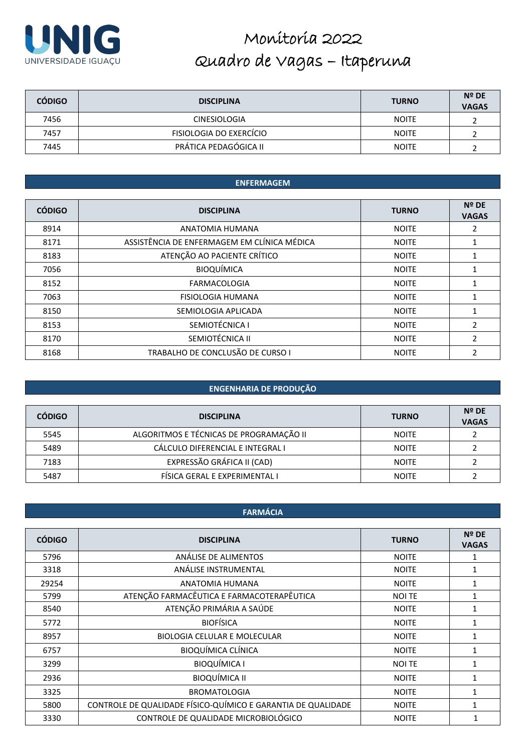# Monitoria 2022
# Quadro de Vagas – Itaperuna

| CÓDIGO | DISCIPLINA | TURNO | Nº DE VAGAS |
|---|---|---|---|
| 7456 | CINESIOLOGIA | NOITE | 2 |
| 7457 | FISIOLOGIA DO EXERCÍCIO | NOITE | 2 |
| 7445 | PRÁTICA PEDAGÓGICA II | NOITE | 2 |

## ENFERMAGEM

| CÓDIGO | DISCIPLINA | TURNO | Nº DE VAGAS |
|---|---|---|---|
| 8914 | ANATOMIA HUMANA | NOITE | 2 |
| 8171 | ASSISTÊNCIA DE ENFERMAGEM EM CLÍNICA MÉDICA | NOITE | 1 |
| 8183 | ATENÇÃO AO PACIENTE CRÍTICO | NOITE | 1 |
| 7056 | BIOQUÍMICA | NOITE | 1 |
| 8152 | FARMACOLOGIA | NOITE | 1 |
| 7063 | FISIOLOGIA HUMANA | NOITE | 1 |
| 8150 | SEMIOLOGIA APLICADA | NOITE | 1 |
| 8153 | SEMIOTÉCNICA I | NOITE | 2 |
| 8170 | SEMIOTÉCNICA II | NOITE | 2 |
| 8168 | TRABALHO DE CONCLUSÃO DE CURSO I | NOITE | 2 |

## ENGENHARIA DE PRODUÇÃO

| CÓDIGO | DISCIPLINA | TURNO | Nº DE VAGAS |
|---|---|---|---|
| 5545 | ALGORITMOS E TÉCNICAS DE PROGRAMAÇÃO II | NOITE | 2 |
| 5489 | CÁLCULO DIFERENCIAL E INTEGRAL I | NOITE | 2 |
| 7183 | EXPRESSÃO GRÁFICA II (CAD) | NOITE | 2 |
| 5487 | FÍSICA GERAL E EXPERIMENTAL I | NOITE | 2 |

## FARMÁCIA

| CÓDIGO | DISCIPLINA | TURNO | Nº DE VAGAS |
|---|---|---|---|
| 5796 | ANÁLISE DE ALIMENTOS | NOITE | 1 |
| 3318 | ANÁLISE INSTRUMENTAL | NOITE | 1 |
| 29254 | ANATOMIA HUMANA | NOITE | 1 |
| 5799 | ATENÇÃO FARMACÊUTICA E FARMACOTERAPÊUTICA | NOI TE | 1 |
| 8540 | ATENÇÃO PRIMÁRIA A SAÚDE | NOITE | 1 |
| 5772 | BIOFÍSICA | NOITE | 1 |
| 8957 | BIOLOGIA CELULAR E MOLECULAR | NOITE | 1 |
| 6757 | BIOQUÍMICA CLÍNICA | NOITE | 1 |
| 3299 | BIOQUÍMICA I | NOI TE | 1 |
| 2936 | BIOQUÍMICA II | NOITE | 1 |
| 3325 | BROMATOLOGIA | NOITE | 1 |
| 5800 | CONTROLE DE QUALIDADE FÍSICO-QUÍMICO E GARANTIA DE QUALIDADE | NOITE | 1 |
| 3330 | CONTROLE DE QUALIDADE MICROBIOLÓGICO | NOITE | 1 |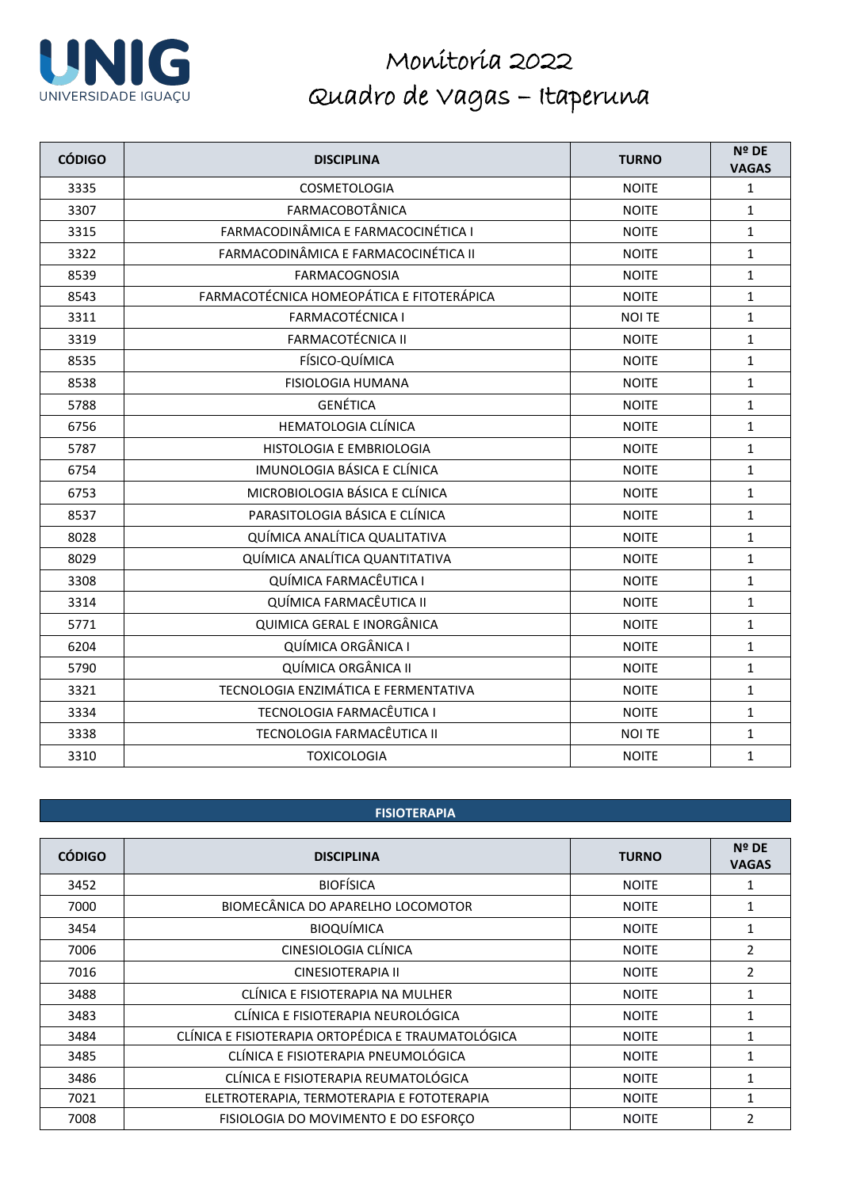# Monitoria 2022
## Quadro de Vagas – Itaperuna

| CÓDIGO | DISCIPLINA | TURNO | Nº DE VAGAS |
|---|---|---|---|
| 3335 | COSMETOLOGIA | NOITE | 1 |
| 3307 | FARMACOBOTÂNICA | NOITE | 1 |
| 3315 | FARMACODINÂMICA E FARMACOCINÉTICA I | NOITE | 1 |
| 3322 | FARMACODINÂMICA E FARMACOCINÉTICA II | NOITE | 1 |
| 8539 | FARMACOGNOSIA | NOITE | 1 |
| 8543 | FARMACOTÉCNICA HOMEOPÁTICA E FITOTERÁPICA | NOITE | 1 |
| 3311 | FARMACOTÉCNICA I | NOI TE | 1 |
| 3319 | FARMACOTÉCNICA II | NOITE | 1 |
| 8535 | FÍSICO-QUÍMICA | NOITE | 1 |
| 8538 | FISIOLOGIA HUMANA | NOITE | 1 |
| 5788 | GENÉTICA | NOITE | 1 |
| 6756 | HEMATOLOGIA CLÍNICA | NOITE | 1 |
| 5787 | HISTOLOGIA E EMBRIOLOGIA | NOITE | 1 |
| 6754 | IMUNOLOGIA BÁSICA E CLÍNICA | NOITE | 1 |
| 6753 | MICROBIOLOGIA BÁSICA E CLÍNICA | NOITE | 1 |
| 8537 | PARASITOLOGIA BÁSICA E CLÍNICA | NOITE | 1 |
| 8028 | QUÍMICA ANALÍTICA QUALITATIVA | NOITE | 1 |
| 8029 | QUÍMICA ANALÍTICA QUANTITATIVA | NOITE | 1 |
| 3308 | QUÍMICA FARMACÊUTICA I | NOITE | 1 |
| 3314 | QUÍMICA FARMACÊUTICA II | NOITE | 1 |
| 5771 | QUIMICA GERAL E INORGÂNICA | NOITE | 1 |
| 6204 | QUÍMICA ORGÂNICA I | NOITE | 1 |
| 5790 | QUÍMICA ORGÂNICA II | NOITE | 1 |
| 3321 | TECNOLOGIA ENZIMÁTICA E FERMENTATIVA | NOITE | 1 |
| 3334 | TECNOLOGIA FARMACÊUTICA I | NOITE | 1 |
| 3338 | TECNOLOGIA FARMACÊUTICA II | NOI TE | 1 |
| 3310 | TOXICOLOGIA | NOITE | 1 |

### FISIOTERAPIA

| CÓDIGO | DISCIPLINA | TURNO | Nº DE VAGAS |
|---|---|---|---|
| 3452 | BIOFÍSICA | NOITE | 1 |
| 7000 | BIOMECÂNICA DO APARELHO LOCOMOTOR | NOITE | 1 |
| 3454 | BIOQUÍMICA | NOITE | 1 |
| 7006 | CINESIOLOGIA CLÍNICA | NOITE | 2 |
| 7016 | CINESIOTERAPIA II | NOITE | 2 |
| 3488 | CLÍNICA E FISIOTERAPIA NA MULHER | NOITE | 1 |
| 3483 | CLÍNICA E FISIOTERAPIA NEUROLÓGICA | NOITE | 1 |
| 3484 | CLÍNICA E FISIOTERAPIA ORTOPÉDICA E TRAUMATOLÓGICA | NOITE | 1 |
| 3485 | CLÍNICA E FISIOTERAPIA PNEUMOLÓGICA | NOITE | 1 |
| 3486 | CLÍNICA E FISIOTERAPIA REUMATOLÓGICA | NOITE | 1 |
| 7021 | ELETROTERAPIA, TERMOTERAPIA E FOTOTERAPIA | NOITE | 1 |
| 7008 | FISIOLOGIA DO MOVIMENTO E DO ESFORÇO | NOITE | 2 |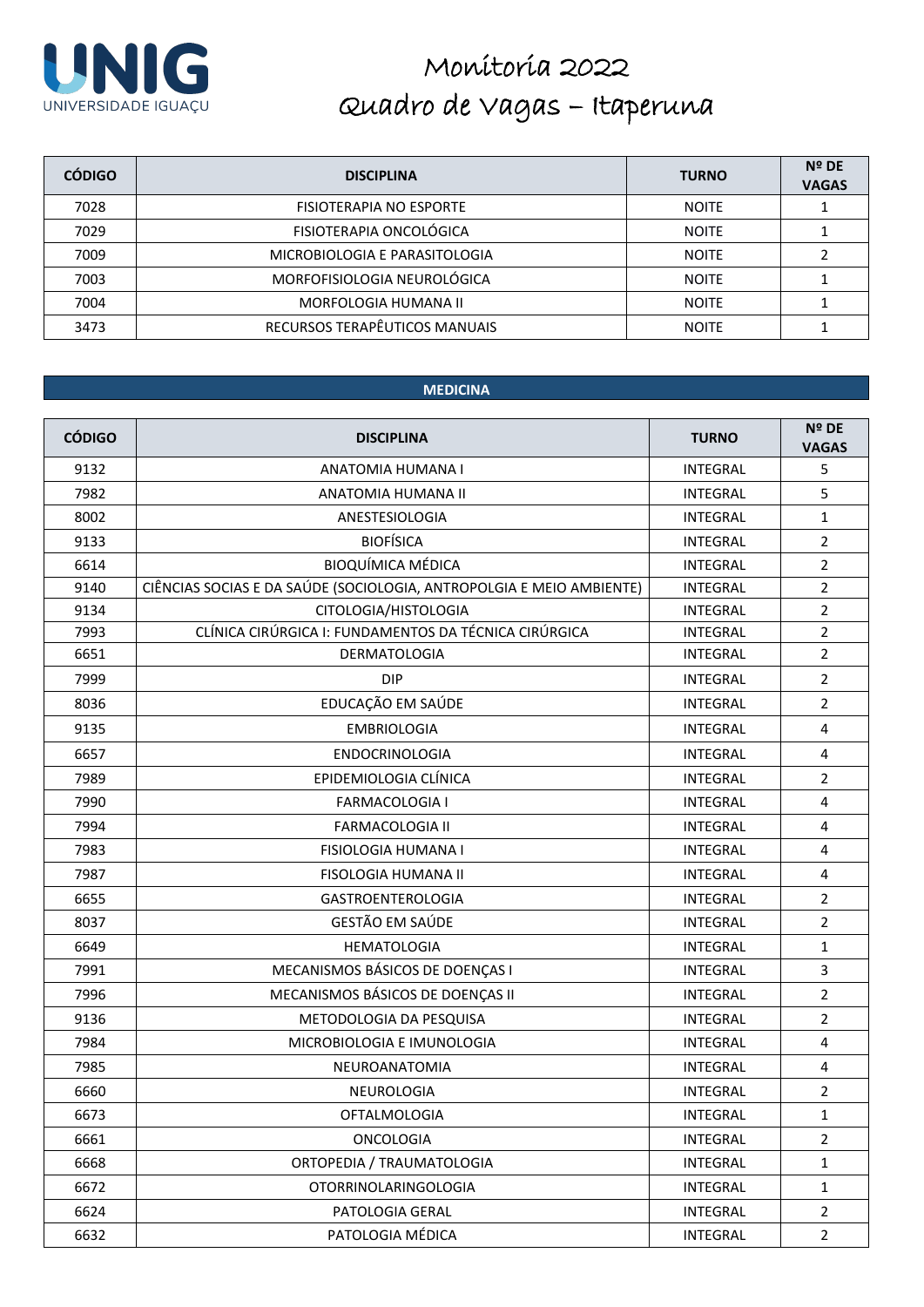# Monitoria 2022
# Quadro de Vagas – Itaperuna

| CÓDIGO | DISCIPLINA | TURNO | Nº DE VAGAS |
|---|---|---|---|
| 7028 | FISIOTERAPIA NO ESPORTE | NOITE | 1 |
| 7029 | FISIOTERAPIA ONCOLÓGICA | NOITE | 1 |
| 7009 | MICROBIOLOGIA E PARASITOLOGIA | NOITE | 2 |
| 7003 | MORFOFISIOLOGIA NEUROLÓGICA | NOITE | 1 |
| 7004 | MORFOLOGIA HUMANA II | NOITE | 1 |
| 3473 | RECURSOS TERAPÊUTICOS MANUAIS | NOITE | 1 |

## MEDICINA

| CÓDIGO | DISCIPLINA | TURNO | Nº DE VAGAS |
|---|---|---|---|
| 9132 | ANATOMIA HUMANA I | INTEGRAL | 5 |
| 7982 | ANATOMIA HUMANA II | INTEGRAL | 5 |
| 8002 | ANESTESIOLOGIA | INTEGRAL | 1 |
| 9133 | BIOFÍSICA | INTEGRAL | 2 |
| 6614 | BIOQUÍMICA MÉDICA | INTEGRAL | 2 |
| 9140 | CIÊNCIAS SOCIAS E DA SAÚDE (SOCIOLOGIA, ANTROPOLGIA E MEIO AMBIENTE) | INTEGRAL | 2 |
| 9134 | CITOLOGIA/HISTOLOGIA | INTEGRAL | 2 |
| 7993 | CLÍNICA CIRÚRGICA I: FUNDAMENTOS DA TÉCNICA CIRÚRGICA | INTEGRAL | 2 |
| 6651 | DERMATOLOGIA | INTEGRAL | 2 |
| 7999 | DIP | INTEGRAL | 2 |
| 8036 | EDUCAÇÃO EM SAÚDE | INTEGRAL | 2 |
| 9135 | EMBRIOLOGIA | INTEGRAL | 4 |
| 6657 | ENDOCRINOLOGIA | INTEGRAL | 4 |
| 7989 | EPIDEMIOLOGIA CLÍNICA | INTEGRAL | 2 |
| 7990 | FARMACOLOGIA I | INTEGRAL | 4 |
| 7994 | FARMACOLOGIA II | INTEGRAL | 4 |
| 7983 | FISIOLOGIA HUMANA I | INTEGRAL | 4 |
| 7987 | FISOLOGIA HUMANA II | INTEGRAL | 4 |
| 6655 | GASTROENTEROLOGIA | INTEGRAL | 2 |
| 8037 | GESTÃO EM SAÚDE | INTEGRAL | 2 |
| 6649 | HEMATOLOGIA | INTEGRAL | 1 |
| 7991 | MECANISMOS BÁSICOS DE DOENÇAS I | INTEGRAL | 3 |
| 7996 | MECANISMOS BÁSICOS DE DOENÇAS II | INTEGRAL | 2 |
| 9136 | METODOLOGIA DA PESQUISA | INTEGRAL | 2 |
| 7984 | MICROBIOLOGIA E IMUNOLOGIA | INTEGRAL | 4 |
| 7985 | NEUROANATOMIA | INTEGRAL | 4 |
| 6660 | NEUROLOGIA | INTEGRAL | 2 |
| 6673 | OFTALMOLOGIA | INTEGRAL | 1 |
| 6661 | ONCOLOGIA | INTEGRAL | 2 |
| 6668 | ORTOPEDIA / TRAUMATOLOGIA | INTEGRAL | 1 |
| 6672 | OTORRINOLARINGOLOGIA | INTEGRAL | 1 |
| 6624 | PATOLOGIA GERAL | INTEGRAL | 2 |
| 6632 | PATOLOGIA MÉDICA | INTEGRAL | 2 |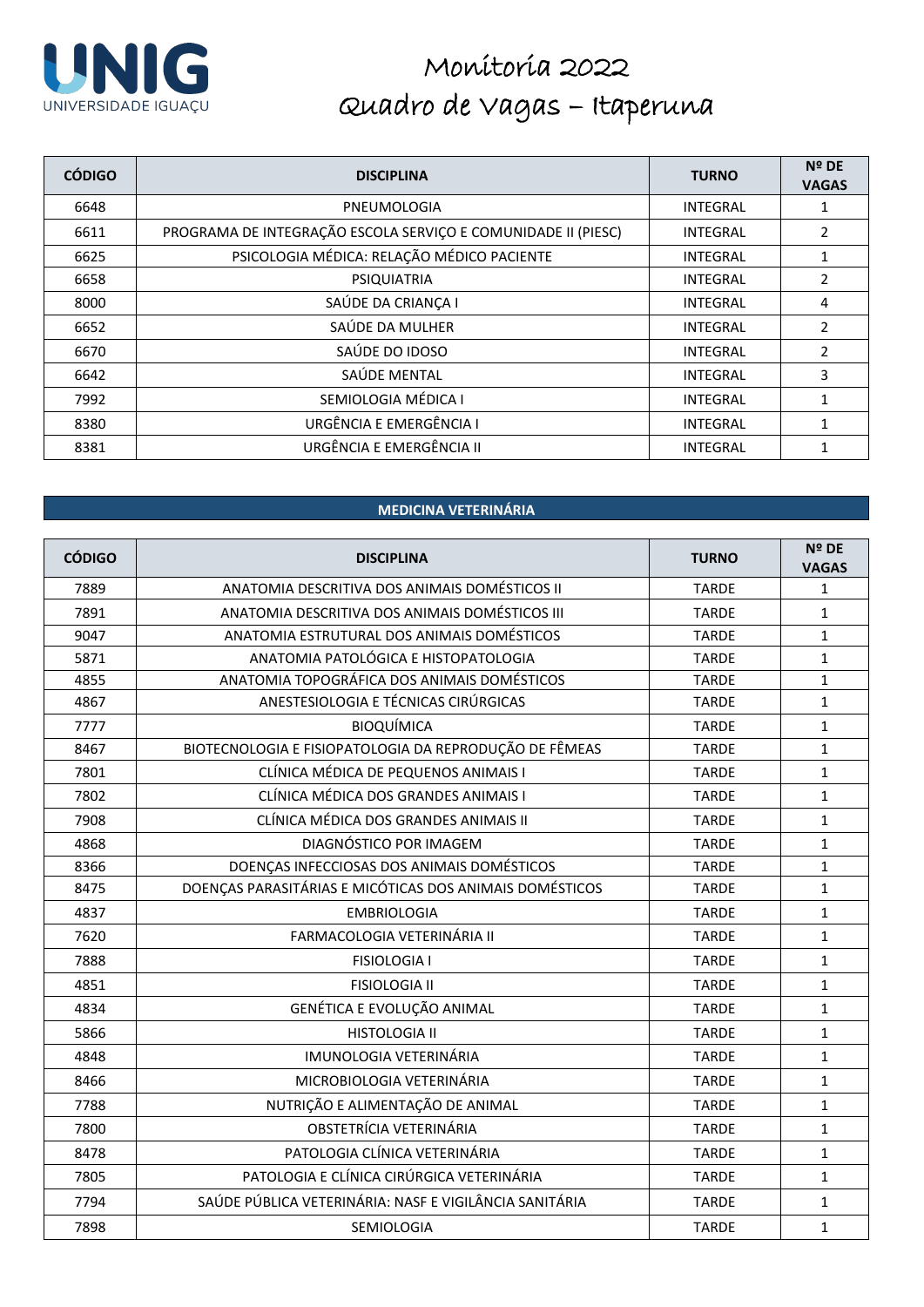UNIG
UNIVERSIDADE IGUAÇU

# Monitoria 2022
# Quadro de Vagas – Itaperuna

| CÓDIGO | DISCIPLINA | TURNO | Nº DE VAGAS |
|---|---|---|---|
| 6648 | PNEUMOLOGIA | INTEGRAL | 1 |
| 6611 | PROGRAMA DE INTEGRAÇÃO ESCOLA SERVIÇO E COMUNIDADE II (PIESC) | INTEGRAL | 2 |
| 6625 | PSICOLOGIA MÉDICA: RELAÇÃO MÉDICO PACIENTE | INTEGRAL | 1 |
| 6658 | PSIQUIATRIA | INTEGRAL | 2 |
| 8000 | SAÚDE DA CRIANÇA I | INTEGRAL | 4 |
| 6652 | SAÚDE DA MULHER | INTEGRAL | 2 |
| 6670 | SAÚDE DO IDOSO | INTEGRAL | 2 |
| 6642 | SAÚDE MENTAL | INTEGRAL | 3 |
| 7992 | SEMIOLOGIA MÉDICA I | INTEGRAL | 1 |
| 8380 | URGÊNCIA E EMERGÊNCIA I | INTEGRAL | 1 |
| 8381 | URGÊNCIA E EMERGÊNCIA II | INTEGRAL | 1 |

## MEDICINA VETERINÁRIA

| CÓDIGO | DISCIPLINA | TURNO | Nº DE VAGAS |
|---|---|---|---|
| 7889 | ANATOMIA DESCRITIVA DOS ANIMAIS DOMÉSTICOS II | TARDE | 1 |
| 7891 | ANATOMIA DESCRITIVA DOS ANIMAIS DOMÉSTICOS III | TARDE | 1 |
| 9047 | ANATOMIA ESTRUTURAL DOS ANIMAIS DOMÉSTICOS | TARDE | 1 |
| 5871 | ANATOMIA PATOLÓGICA E HISTOPATOLOGIA | TARDE | 1 |
| 4855 | ANATOMIA TOPOGRÁFICA DOS ANIMAIS DOMÉSTICOS | TARDE | 1 |
| 4867 | ANESTESIOLOGIA E TÉCNICAS CIRÚRGICAS | TARDE | 1 |
| 7777 | BIOQUÍMICA | TARDE | 1 |
| 8467 | BIOTECNOLOGIA E FISIOPATOLOGIA DA REPRODUÇÃO DE FÊMEAS | TARDE | 1 |
| 7801 | CLÍNICA MÉDICA DE PEQUENOS ANIMAIS I | TARDE | 1 |
| 7802 | CLÍNICA MÉDICA DOS GRANDES ANIMAIS I | TARDE | 1 |
| 7908 | CLÍNICA MÉDICA DOS GRANDES ANIMAIS II | TARDE | 1 |
| 4868 | DIAGNÓSTICO POR IMAGEM | TARDE | 1 |
| 8366 | DOENÇAS INFECCIOSAS DOS ANIMAIS DOMÉSTICOS | TARDE | 1 |
| 8475 | DOENÇAS PARASITÁRIAS E MICÓTICAS DOS ANIMAIS DOMÉSTICOS | TARDE | 1 |
| 4837 | EMBRIOLOGIA | TARDE | 1 |
| 7620 | FARMACOLOGIA VETERINÁRIA II | TARDE | 1 |
| 7888 | FISIOLOGIA I | TARDE | 1 |
| 4851 | FISIOLOGIA II | TARDE | 1 |
| 4834 | GENÉTICA E EVOLUÇÃO ANIMAL | TARDE | 1 |
| 5866 | HISTOLOGIA II | TARDE | 1 |
| 4848 | IMUNOLOGIA VETERINÁRIA | TARDE | 1 |
| 8466 | MICROBIOLOGIA VETERINÁRIA | TARDE | 1 |
| 7788 | NUTRIÇÃO E ALIMENTAÇÃO DE ANIMAL | TARDE | 1 |
| 7800 | OBSTETRÍCIA VETERINÁRIA | TARDE | 1 |
| 8478 | PATOLOGIA CLÍNICA VETERINÁRIA | TARDE | 1 |
| 7805 | PATOLOGIA E CLÍNICA CIRÚRGICA VETERINÁRIA | TARDE | 1 |
| 7794 | SAÚDE PÚBLICA VETERINÁRIA: NASF E VIGILÂNCIA SANITÁRIA | TARDE | 1 |
| 7898 | SEMIOLOGIA | TARDE | 1 |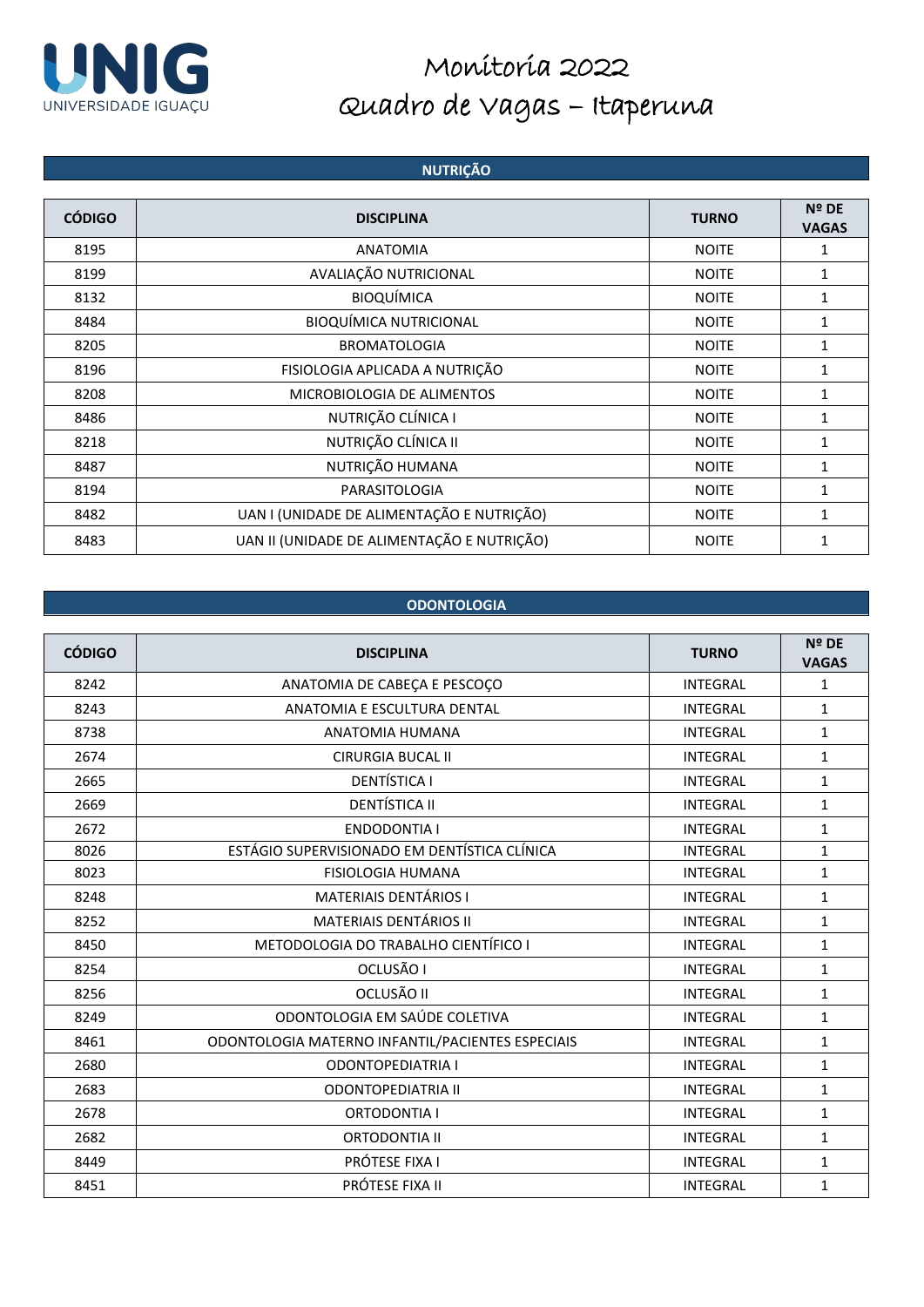UNIG
UNIVERSIDADE IGUAÇU

# Monitoria 2022
# Quadro de Vagas – Itaperuna

## NUTRIÇÃO

| CÓDIGO | DISCIPLINA | TURNO | Nº DE VAGAS |
|---|---|---|---|
| 8195 | ANATOMIA | NOITE | 1 |
| 8199 | AVALIAÇÃO NUTRICIONAL | NOITE | 1 |
| 8132 | BIOQUÍMICA | NOITE | 1 |
| 8484 | BIOQUÍMICA NUTRICIONAL | NOITE | 1 |
| 8205 | BROMATOLOGIA | NOITE | 1 |
| 8196 | FISIOLOGIA APLICADA A NUTRIÇÃO | NOITE | 1 |
| 8208 | MICROBIOLOGIA DE ALIMENTOS | NOITE | 1 |
| 8486 | NUTRIÇÃO CLÍNICA I | NOITE | 1 |
| 8218 | NUTRIÇÃO CLÍNICA II | NOITE | 1 |
| 8487 | NUTRIÇÃO HUMANA | NOITE | 1 |
| 8194 | PARASITOLOGIA | NOITE | 1 |
| 8482 | UAN I (UNIDADE DE ALIMENTAÇÃO E NUTRIÇÃO) | NOITE | 1 |
| 8483 | UAN II (UNIDADE DE ALIMENTAÇÃO E NUTRIÇÃO) | NOITE | 1 |

## ODONTOLOGIA

| CÓDIGO | DISCIPLINA | TURNO | Nº DE VAGAS |
|---|---|---|---|
| 8242 | ANATOMIA DE CABEÇA E PESCOÇO | INTEGRAL | 1 |
| 8243 | ANATOMIA E ESCULTURA DENTAL | INTEGRAL | 1 |
| 8738 | ANATOMIA HUMANA | INTEGRAL | 1 |
| 2674 | CIRURGIA BUCAL II | INTEGRAL | 1 |
| 2665 | DENTÍSTICA I | INTEGRAL | 1 |
| 2669 | DENTÍSTICA II | INTEGRAL | 1 |
| 2672 | ENDODONTIA I | INTEGRAL | 1 |
| 8026 | ESTÁGIO SUPERVISIONADO EM DENTÍSTICA CLÍNICA | INTEGRAL | 1 |
| 8023 | FISIOLOGIA HUMANA | INTEGRAL | 1 |
| 8248 | MATERIAIS DENTÁRIOS I | INTEGRAL | 1 |
| 8252 | MATERIAIS DENTÁRIOS II | INTEGRAL | 1 |
| 8450 | METODOLOGIA DO TRABALHO CIENTÍFICO I | INTEGRAL | 1 |
| 8254 | OCLUSÃO I | INTEGRAL | 1 |
| 8256 | OCLUSÃO II | INTEGRAL | 1 |
| 8249 | ODONTOLOGIA EM SAÚDE COLETIVA | INTEGRAL | 1 |
| 8461 | ODONTOLOGIA MATERNO INFANTIL/PACIENTES ESPECIAIS | INTEGRAL | 1 |
| 2680 | ODONTOPEDIATRIA I | INTEGRAL | 1 |
| 2683 | ODONTOPEDIATRIA II | INTEGRAL | 1 |
| 2678 | ORTODONTIA I | INTEGRAL | 1 |
| 2682 | ORTODONTIA II | INTEGRAL | 1 |
| 8449 | PRÓTESE FIXA I | INTEGRAL | 1 |
| 8451 | PRÓTESE FIXA II | INTEGRAL | 1 |